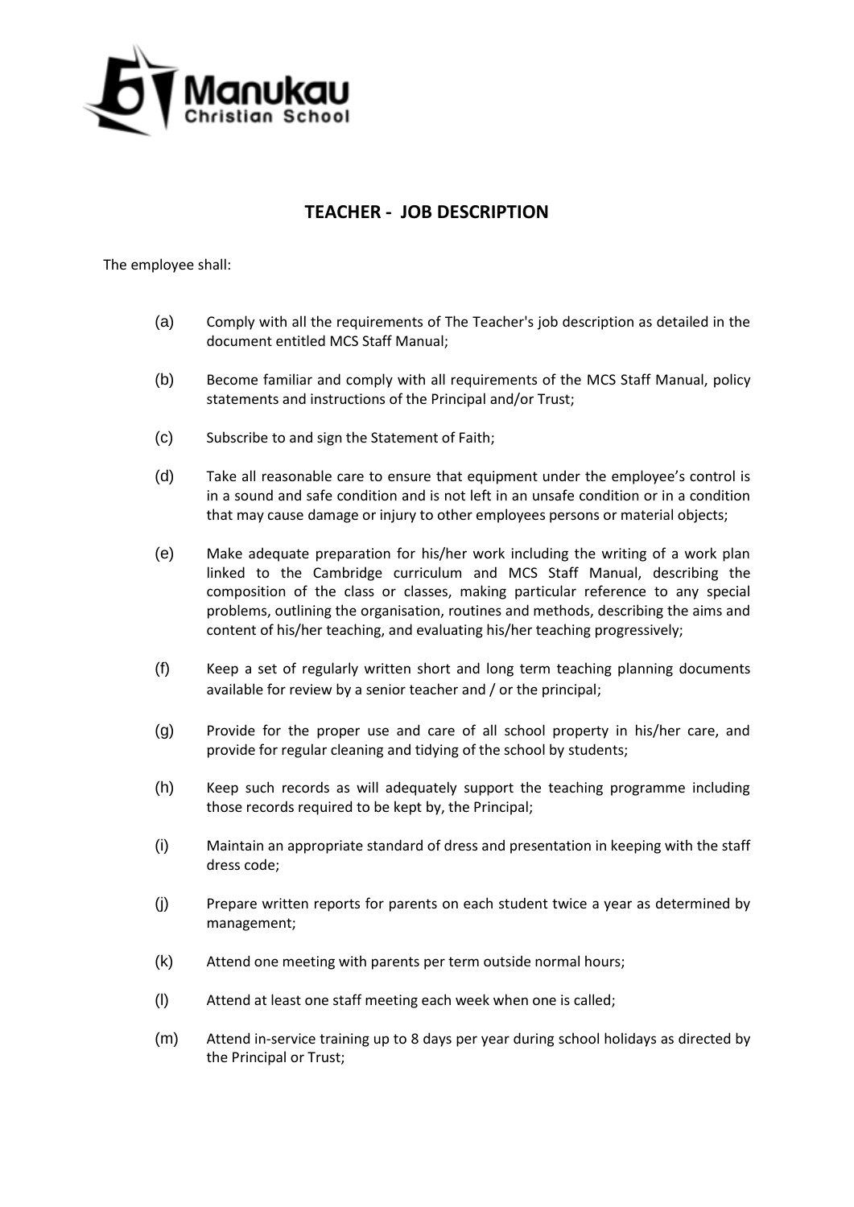Manukau Christian School

# TEACHER - JOB DESCRIPTION

The employee shall:

(a) Comply with all the requirements of The Teacher's job description as detailed in the document entitled MCS Staff Manual;

(b) Become familiar and comply with all requirements of the MCS Staff Manual, policy statements and instructions of the Principal and/or Trust;

(c) Subscribe to and sign the Statement of Faith;

(d) Take all reasonable care to ensure that equipment under the employee's control is in a sound and safe condition and is not left in an unsafe condition or in a condition that may cause damage or injury to other employees persons or material objects;

(e) Make adequate preparation for his/her work including the writing of a work plan linked to the Cambridge curriculum and MCS Staff Manual, describing the composition of the class or classes, making particular reference to any special problems, outlining the organisation, routines and methods, describing the aims and content of his/her teaching, and evaluating his/her teaching progressively;

(f) Keep a set of regularly written short and long term teaching planning documents available for review by a senior teacher and / or the principal;

(g) Provide for the proper use and care of all school property in his/her care, and provide for regular cleaning and tidying of the school by students;

(h) Keep such records as will adequately support the teaching programme including those records required to be kept by, the Principal;

(i) Maintain an appropriate standard of dress and presentation in keeping with the staff dress code;

(j) Prepare written reports for parents on each student twice a year as determined by management;

(k) Attend one meeting with parents per term outside normal hours;

(l) Attend at least one staff meeting each week when one is called;

(m) Attend in-service training up to 8 days per year during school holidays as directed by the Principal or Trust;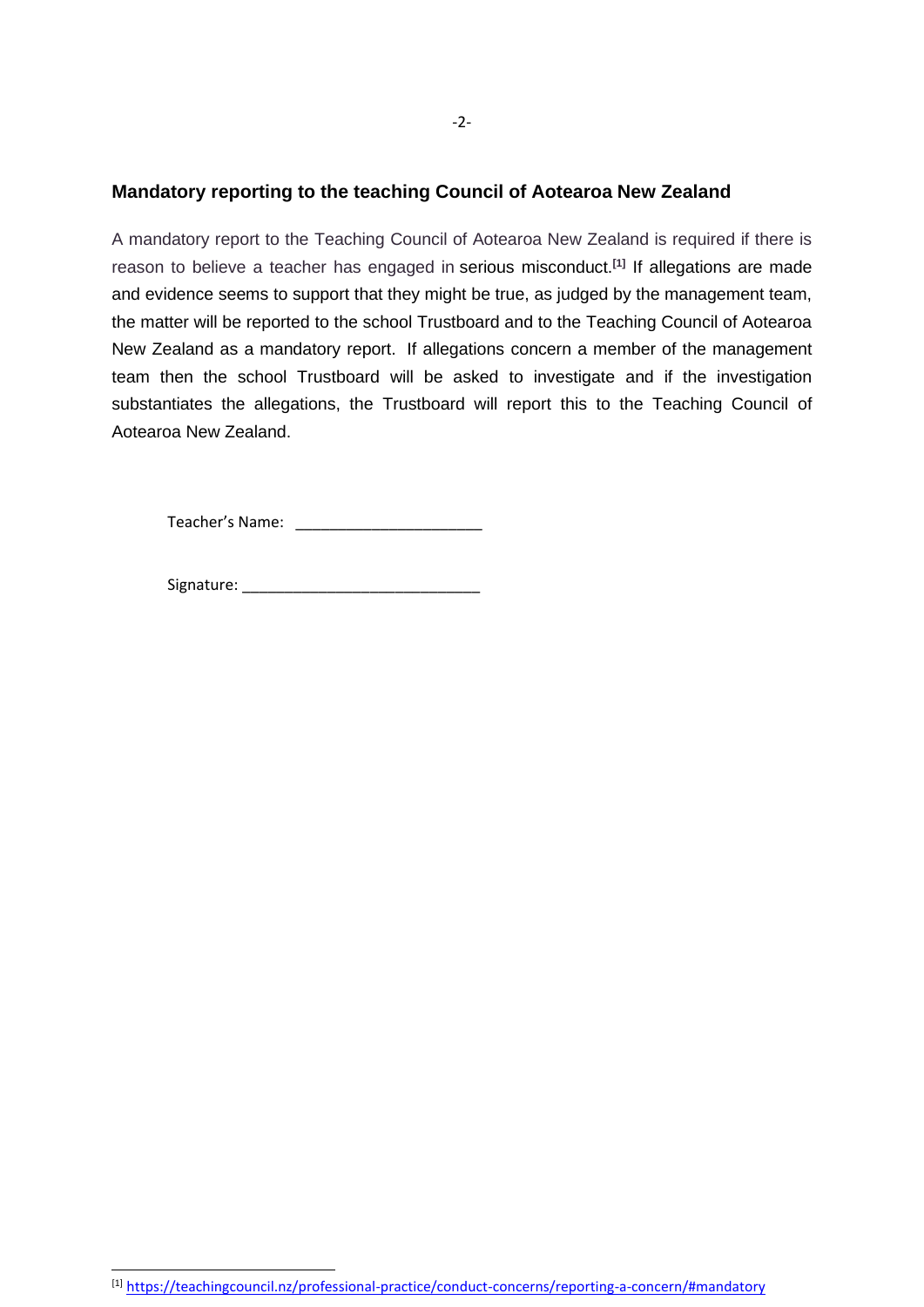## Mandatory reporting to the teaching Council of Aotearoa New Zealand

A mandatory report to the Teaching Council of Aotearoa New Zealand is required if there is reason to believe a teacher has engaged in serious misconduct.[1] If allegations are made and evidence seems to support that they might be true, as judged by the management team, the matter will be reported to the school Trustboard and to the Teaching Council of Aotearoa New Zealand as a mandatory report. If allegations concern a member of the management team then the school Trustboard will be asked to investigate and if the investigation substantiates the allegations, the Trustboard will report this to the Teaching Council of Aotearoa New Zealand.

Teacher's Name: ______________________

Signature: ____________________________

[1] https://teachingcouncil.nz/professional-practice/conduct-concerns/reporting-a-concern/#mandatory